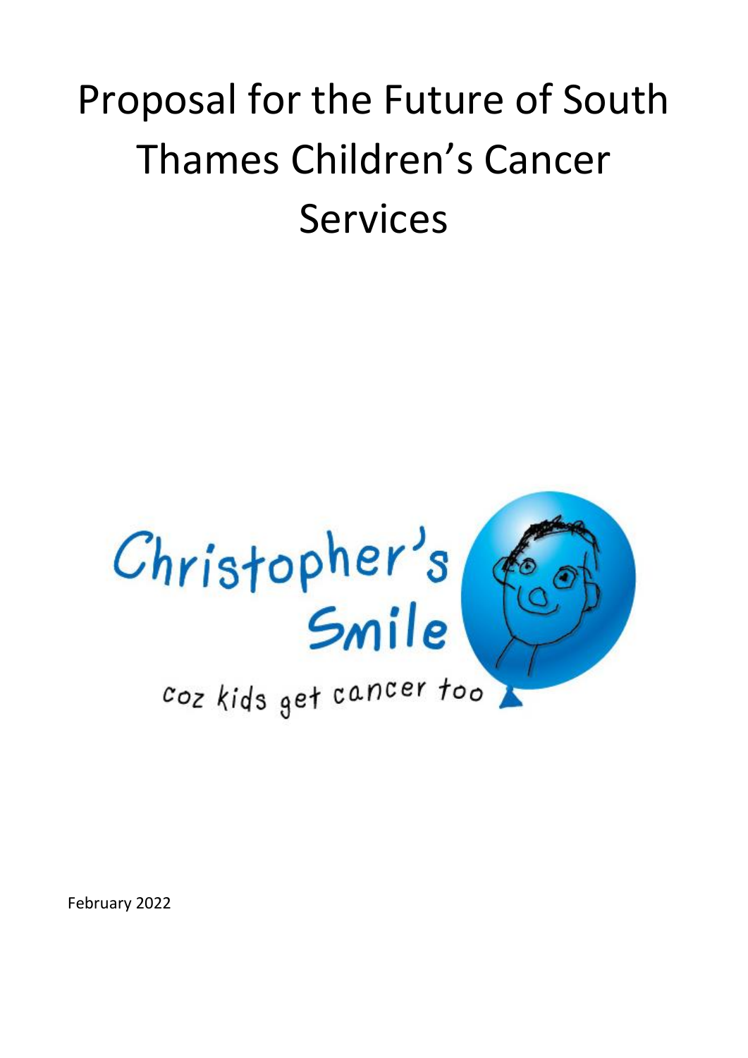# Proposal for the Future of South Thames Children's Cancer Services

Christopher's Smile

coz kids get cancer too

February 2022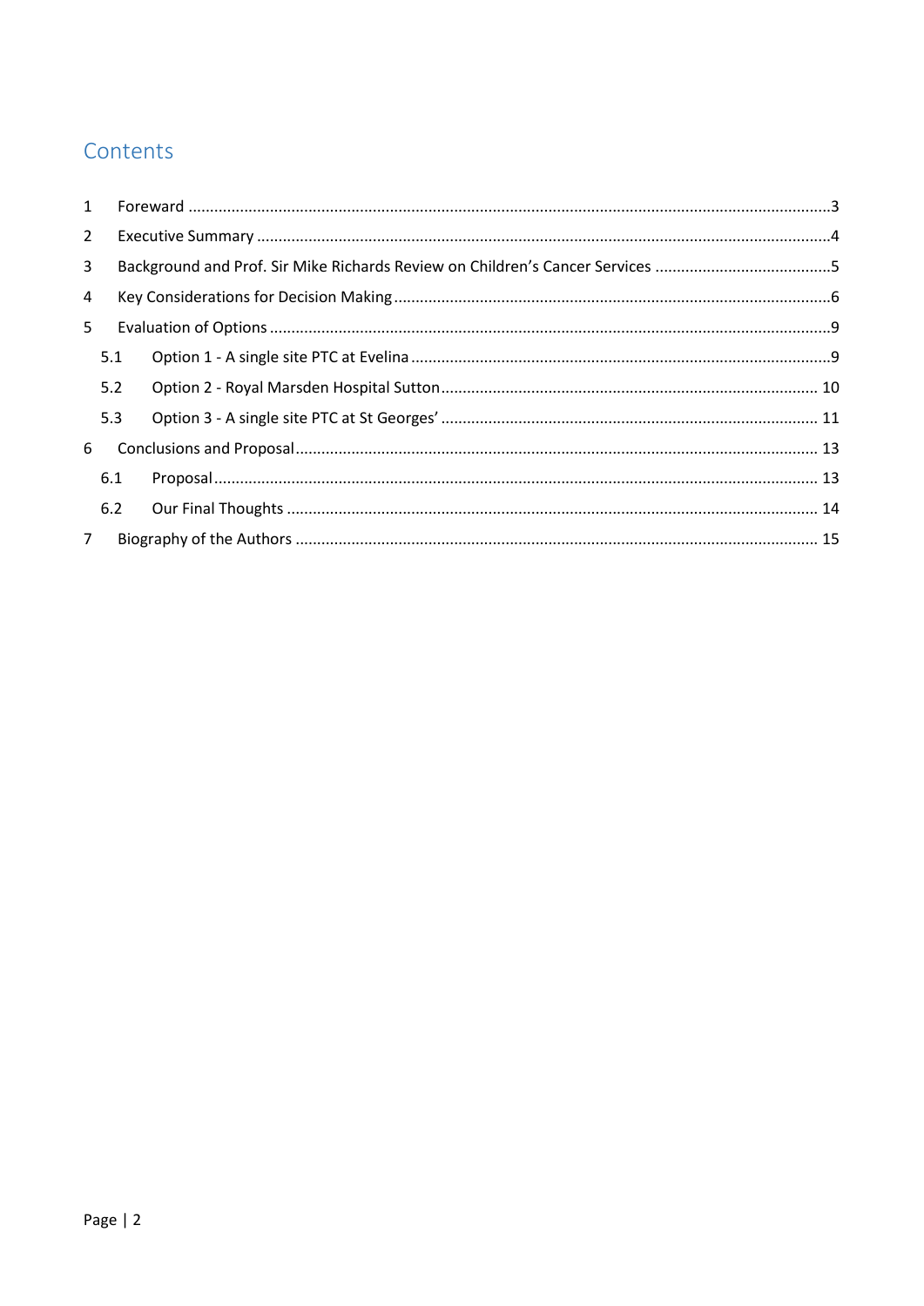# Contents

| | | |
|---|---|---|
| 1 | Foreward | 3 |
| 2 | Executive Summary | 4 |
| 3 | Background and Prof. Sir Mike Richards Review on Children's Cancer Services | 5 |
| 4 | Key Considerations for Decision Making | 6 |
| 5 | Evaluation of Options | 9 |
| 5.1 | Option 1 - A single site PTC at Evelina | 9 |
| 5.2 | Option 2 - Royal Marsden Hospital Sutton | 10 |
| 5.3 | Option 3 - A single site PTC at St Georges' | 11 |
| 6 | Conclusions and Proposal | 13 |
| 6.1 | Proposal | 13 |
| 6.2 | Our Final Thoughts | 14 |
| 7 | Biography of the Authors | 15 |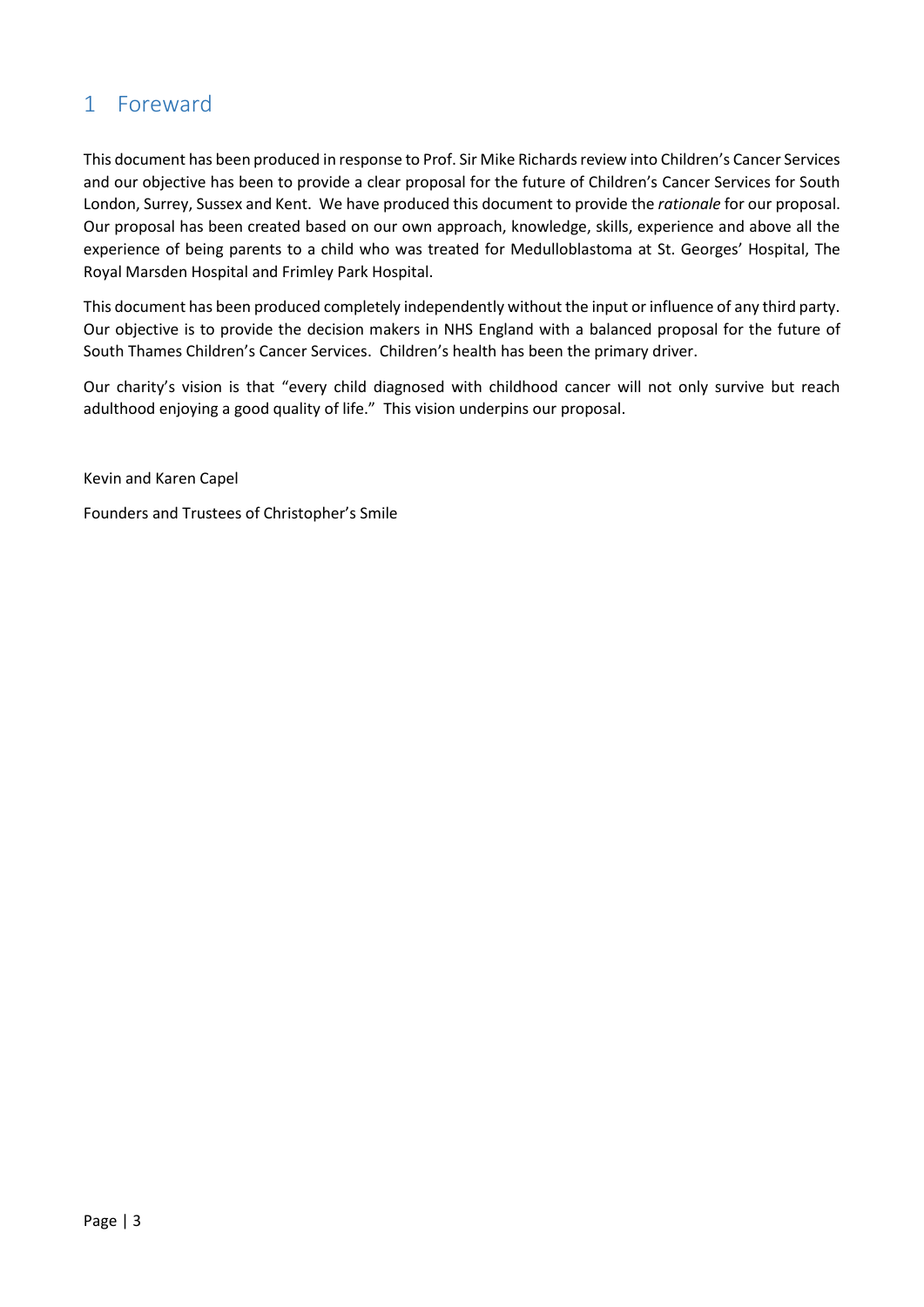# 1 Foreward

This document has been produced in response to Prof. Sir Mike Richards review into Children's Cancer Services and our objective has been to provide a clear proposal for the future of Children's Cancer Services for South London, Surrey, Sussex and Kent. We have produced this document to provide the *rationale* for our proposal. Our proposal has been created based on our own approach, knowledge, skills, experience and above all the experience of being parents to a child who was treated for Medulloblastoma at St. Georges' Hospital, The Royal Marsden Hospital and Frimley Park Hospital.

This document has been produced completely independently without the input or influence of any third party. Our objective is to provide the decision makers in NHS England with a balanced proposal for the future of South Thames Children's Cancer Services. Children's health has been the primary driver.

Our charity's vision is that "every child diagnosed with childhood cancer will not only survive but reach adulthood enjoying a good quality of life." This vision underpins our proposal.

Kevin and Karen Capel

Founders and Trustees of Christopher's Smile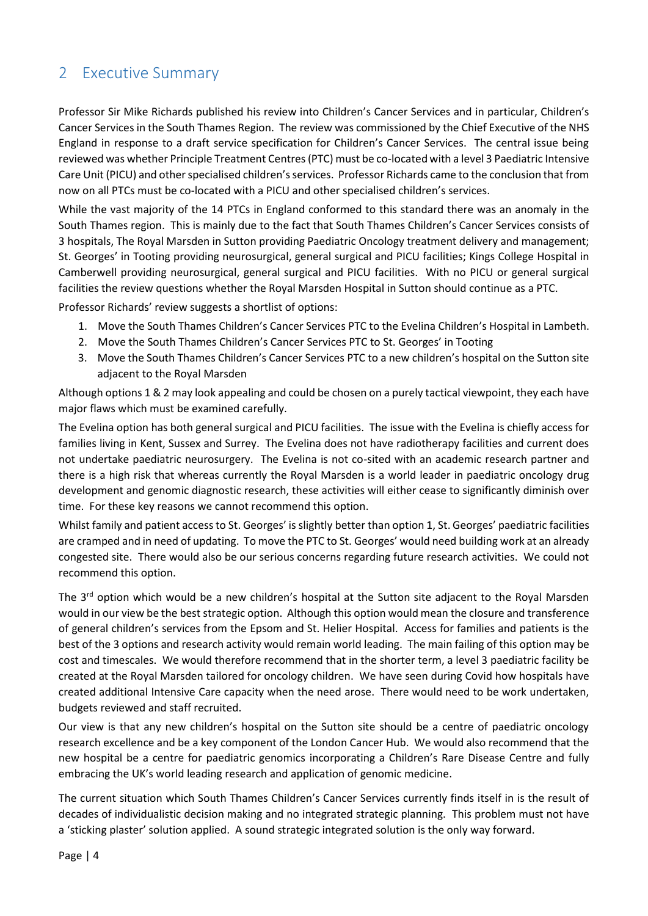## 2 Executive Summary

Professor Sir Mike Richards published his review into Children's Cancer Services and in particular, Children's Cancer Services in the South Thames Region. The review was commissioned by the Chief Executive of the NHS England in response to a draft service specification for Children's Cancer Services. The central issue being reviewed was whether Principle Treatment Centres (PTC) must be co-located with a level 3 Paediatric Intensive Care Unit (PICU) and other specialised children's services. Professor Richards came to the conclusion that from now on all PTCs must be co-located with a PICU and other specialised children's services.

While the vast majority of the 14 PTCs in England conformed to this standard there was an anomaly in the South Thames region. This is mainly due to the fact that South Thames Children's Cancer Services consists of 3 hospitals, The Royal Marsden in Sutton providing Paediatric Oncology treatment delivery and management; St. Georges' in Tooting providing neurosurgical, general surgical and PICU facilities; Kings College Hospital in Camberwell providing neurosurgical, general surgical and PICU facilities. With no PICU or general surgical facilities the review questions whether the Royal Marsden Hospital in Sutton should continue as a PTC.

Professor Richards' review suggests a shortlist of options:

1. Move the South Thames Children's Cancer Services PTC to the Evelina Children's Hospital in Lambeth.
2. Move the South Thames Children's Cancer Services PTC to St. Georges' in Tooting
3. Move the South Thames Children's Cancer Services PTC to a new children's hospital on the Sutton site adjacent to the Royal Marsden

Although options 1 & 2 may look appealing and could be chosen on a purely tactical viewpoint, they each have major flaws which must be examined carefully.

The Evelina option has both general surgical and PICU facilities. The issue with the Evelina is chiefly access for families living in Kent, Sussex and Surrey. The Evelina does not have radiotherapy facilities and current does not undertake paediatric neurosurgery. The Evelina is not co-sited with an academic research partner and there is a high risk that whereas currently the Royal Marsden is a world leader in paediatric oncology drug development and genomic diagnostic research, these activities will either cease to significantly diminish over time. For these key reasons we cannot recommend this option.

Whilst family and patient access to St. Georges' is slightly better than option 1, St. Georges' paediatric facilities are cramped and in need of updating. To move the PTC to St. Georges' would need building work at an already congested site. There would also be our serious concerns regarding future research activities. We could not recommend this option.

The 3rd option which would be a new children's hospital at the Sutton site adjacent to the Royal Marsden would in our view be the best strategic option. Although this option would mean the closure and transference of general children's services from the Epsom and St. Helier Hospital. Access for families and patients is the best of the 3 options and research activity would remain world leading. The main failing of this option may be cost and timescales. We would therefore recommend that in the shorter term, a level 3 paediatric facility be created at the Royal Marsden tailored for oncology children. We have seen during Covid how hospitals have created additional Intensive Care capacity when the need arose. There would need to be work undertaken, budgets reviewed and staff recruited.

Our view is that any new children's hospital on the Sutton site should be a centre of paediatric oncology research excellence and be a key component of the London Cancer Hub. We would also recommend that the new hospital be a centre for paediatric genomics incorporating a Children's Rare Disease Centre and fully embracing the UK's world leading research and application of genomic medicine.

The current situation which South Thames Children's Cancer Services currently finds itself in is the result of decades of individualistic decision making and no integrated strategic planning. This problem must not have a 'sticking plaster' solution applied. A sound strategic integrated solution is the only way forward.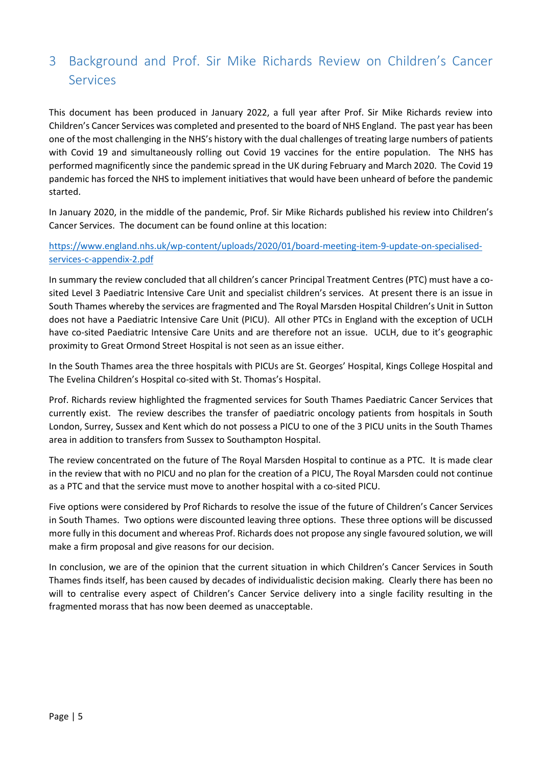# 3 Background and Prof. Sir Mike Richards Review on Children's Cancer Services

This document has been produced in January 2022, a full year after Prof. Sir Mike Richards review into Children's Cancer Services was completed and presented to the board of NHS England. The past year has been one of the most challenging in the NHS's history with the dual challenges of treating large numbers of patients with Covid 19 and simultaneously rolling out Covid 19 vaccines for the entire population. The NHS has performed magnificently since the pandemic spread in the UK during February and March 2020. The Covid 19 pandemic has forced the NHS to implement initiatives that would have been unheard of before the pandemic started.

In January 2020, in the middle of the pandemic, Prof. Sir Mike Richards published his review into Children's Cancer Services. The document can be found online at this location:

[https://www.england.nhs.uk/wp-content/uploads/2020/01/board-meeting-item-9-update-on-specialised-services-c-appendix-2.pdf](https://www.england.nhs.uk/wp-content/uploads/2020/01/board-meeting-item-9-update-on-specialised-services-c-appendix-2.pdf)

In summary the review concluded that all children's cancer Principal Treatment Centres (PTC) must have a co-sited Level 3 Paediatric Intensive Care Unit and specialist children's services. At present there is an issue in South Thames whereby the services are fragmented and The Royal Marsden Hospital Children's Unit in Sutton does not have a Paediatric Intensive Care Unit (PICU). All other PTCs in England with the exception of UCLH have co-sited Paediatric Intensive Care Units and are therefore not an issue. UCLH, due to it's geographic proximity to Great Ormond Street Hospital is not seen as an issue either.

In the South Thames area the three hospitals with PICUs are St. Georges' Hospital, Kings College Hospital and The Evelina Children's Hospital co-sited with St. Thomas's Hospital.

Prof. Richards review highlighted the fragmented services for South Thames Paediatric Cancer Services that currently exist. The review describes the transfer of paediatric oncology patients from hospitals in South London, Surrey, Sussex and Kent which do not possess a PICU to one of the 3 PICU units in the South Thames area in addition to transfers from Sussex to Southampton Hospital.

The review concentrated on the future of The Royal Marsden Hospital to continue as a PTC. It is made clear in the review that with no PICU and no plan for the creation of a PICU, The Royal Marsden could not continue as a PTC and that the service must move to another hospital with a co-sited PICU.

Five options were considered by Prof Richards to resolve the issue of the future of Children's Cancer Services in South Thames. Two options were discounted leaving three options. These three options will be discussed more fully in this document and whereas Prof. Richards does not propose any single favoured solution, we will make a firm proposal and give reasons for our decision.

In conclusion, we are of the opinion that the current situation in which Children's Cancer Services in South Thames finds itself, has been caused by decades of individualistic decision making. Clearly there has been no will to centralise every aspect of Children's Cancer Service delivery into a single facility resulting in the fragmented morass that has now been deemed as unacceptable.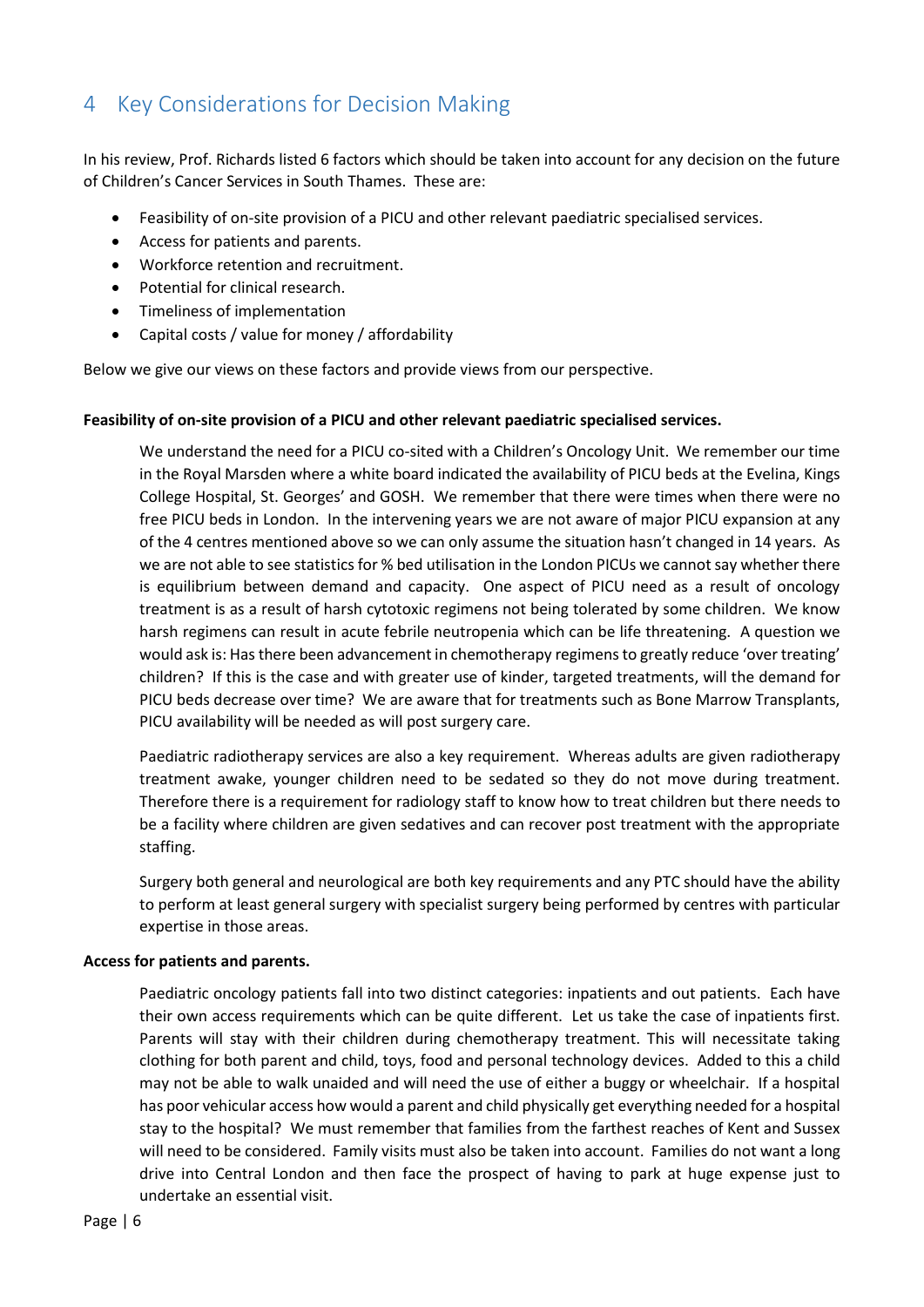# 4 Key Considerations for Decision Making

In his review, Prof. Richards listed 6 factors which should be taken into account for any decision on the future of Children's Cancer Services in South Thames. These are:

- Feasibility of on-site provision of a PICU and other relevant paediatric specialised services.
- Access for patients and parents.
- Workforce retention and recruitment.
- Potential for clinical research.
- Timeliness of implementation
- Capital costs / value for money / affordability

Below we give our views on these factors and provide views from our perspective.

**Feasibility of on-site provision of a PICU and other relevant paediatric specialised services.**

We understand the need for a PICU co-sited with a Children's Oncology Unit. We remember our time in the Royal Marsden where a white board indicated the availability of PICU beds at the Evelina, Kings College Hospital, St. Georges' and GOSH. We remember that there were times when there were no free PICU beds in London. In the intervening years we are not aware of major PICU expansion at any of the 4 centres mentioned above so we can only assume the situation hasn't changed in 14 years. As we are not able to see statistics for % bed utilisation in the London PICUs we cannot say whether there is equilibrium between demand and capacity. One aspect of PICU need as a result of oncology treatment is as a result of harsh cytotoxic regimens not being tolerated by some children. We know harsh regimens can result in acute febrile neutropenia which can be life threatening. A question we would ask is: Has there been advancement in chemotherapy regimens to greatly reduce 'over treating' children? If this is the case and with greater use of kinder, targeted treatments, will the demand for PICU beds decrease over time? We are aware that for treatments such as Bone Marrow Transplants, PICU availability will be needed as will post surgery care.

Paediatric radiotherapy services are also a key requirement. Whereas adults are given radiotherapy treatment awake, younger children need to be sedated so they do not move during treatment. Therefore there is a requirement for radiology staff to know how to treat children but there needs to be a facility where children are given sedatives and can recover post treatment with the appropriate staffing.

Surgery both general and neurological are both key requirements and any PTC should have the ability to perform at least general surgery with specialist surgery being performed by centres with particular expertise in those areas.

**Access for patients and parents.**

Paediatric oncology patients fall into two distinct categories: inpatients and out patients. Each have their own access requirements which can be quite different. Let us take the case of inpatients first. Parents will stay with their children during chemotherapy treatment. This will necessitate taking clothing for both parent and child, toys, food and personal technology devices. Added to this a child may not be able to walk unaided and will need the use of either a buggy or wheelchair. If a hospital has poor vehicular access how would a parent and child physically get everything needed for a hospital stay to the hospital? We must remember that families from the farthest reaches of Kent and Sussex will need to be considered. Family visits must also be taken into account. Families do not want a long drive into Central London and then face the prospect of having to park at huge expense just to undertake an essential visit.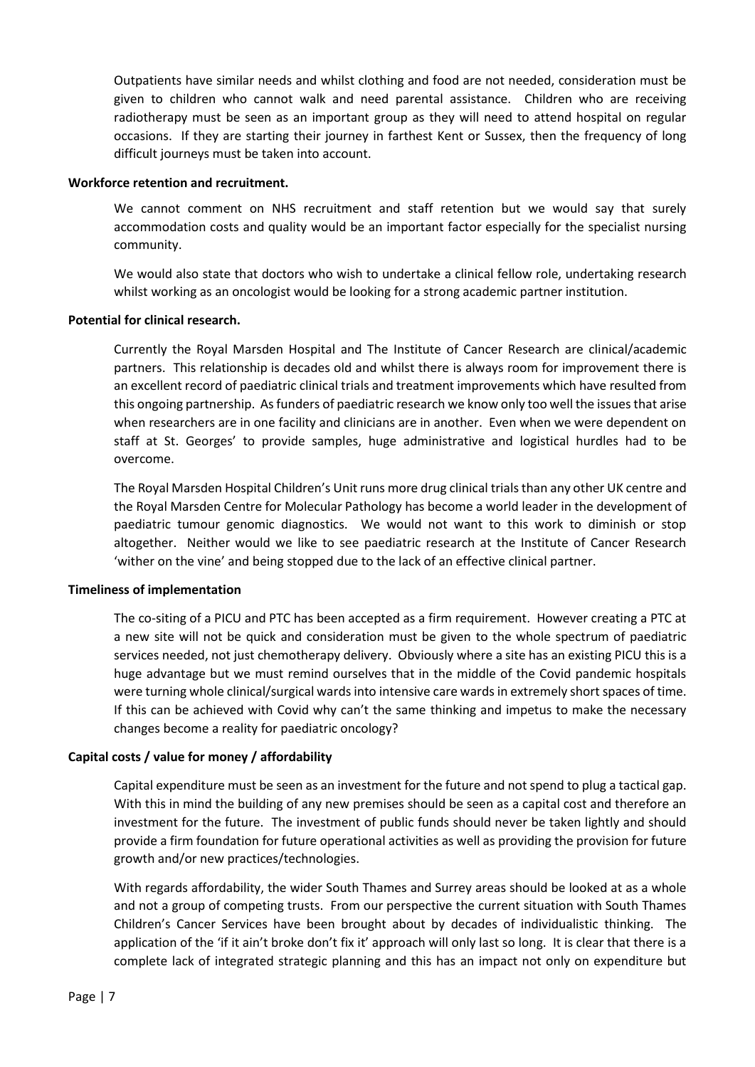Outpatients have similar needs and whilst clothing and food are not needed, consideration must be given to children who cannot walk and need parental assistance. Children who are receiving radiotherapy must be seen as an important group as they will need to attend hospital on regular occasions. If they are starting their journey in farthest Kent or Sussex, then the frequency of long difficult journeys must be taken into account.

**Workforce retention and recruitment.**

We cannot comment on NHS recruitment and staff retention but we would say that surely accommodation costs and quality would be an important factor especially for the specialist nursing community.

We would also state that doctors who wish to undertake a clinical fellow role, undertaking research whilst working as an oncologist would be looking for a strong academic partner institution.

**Potential for clinical research.**

Currently the Royal Marsden Hospital and The Institute of Cancer Research are clinical/academic partners. This relationship is decades old and whilst there is always room for improvement there is an excellent record of paediatric clinical trials and treatment improvements which have resulted from this ongoing partnership. As funders of paediatric research we know only too well the issues that arise when researchers are in one facility and clinicians are in another. Even when we were dependent on staff at St. Georges' to provide samples, huge administrative and logistical hurdles had to be overcome.

The Royal Marsden Hospital Children's Unit runs more drug clinical trials than any other UK centre and the Royal Marsden Centre for Molecular Pathology has become a world leader in the development of paediatric tumour genomic diagnostics. We would not want to this work to diminish or stop altogether. Neither would we like to see paediatric research at the Institute of Cancer Research 'wither on the vine' and being stopped due to the lack of an effective clinical partner.

**Timeliness of implementation**

The co-siting of a PICU and PTC has been accepted as a firm requirement. However creating a PTC at a new site will not be quick and consideration must be given to the whole spectrum of paediatric services needed, not just chemotherapy delivery. Obviously where a site has an existing PICU this is a huge advantage but we must remind ourselves that in the middle of the Covid pandemic hospitals were turning whole clinical/surgical wards into intensive care wards in extremely short spaces of time. If this can be achieved with Covid why can't the same thinking and impetus to make the necessary changes become a reality for paediatric oncology?

**Capital costs / value for money / affordability**

Capital expenditure must be seen as an investment for the future and not spend to plug a tactical gap. With this in mind the building of any new premises should be seen as a capital cost and therefore an investment for the future. The investment of public funds should never be taken lightly and should provide a firm foundation for future operational activities as well as providing the provision for future growth and/or new practices/technologies.

With regards affordability, the wider South Thames and Surrey areas should be looked at as a whole and not a group of competing trusts. From our perspective the current situation with South Thames Children's Cancer Services have been brought about by decades of individualistic thinking. The application of the 'if it ain't broke don't fix it' approach will only last so long. It is clear that there is a complete lack of integrated strategic planning and this has an impact not only on expenditure but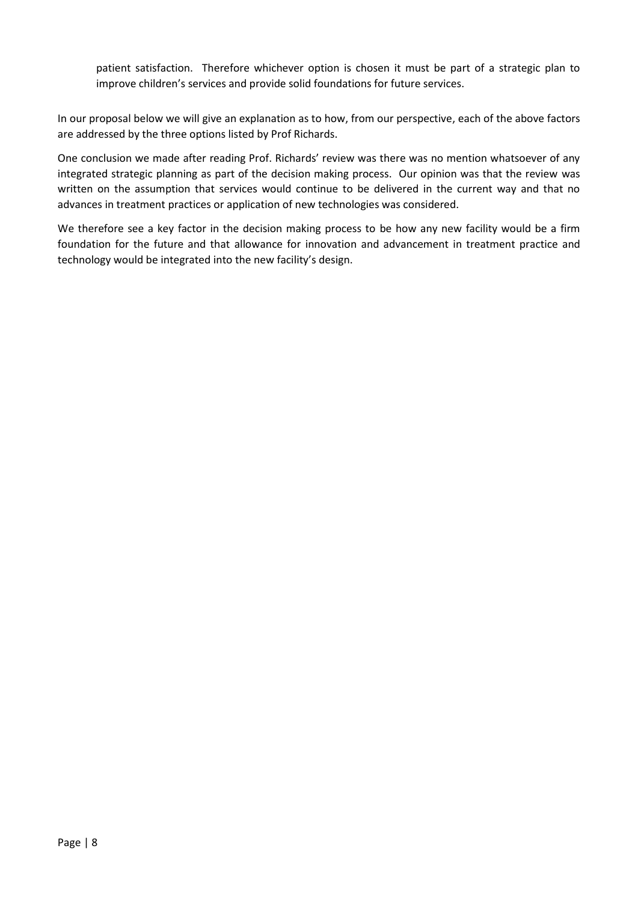patient satisfaction. Therefore whichever option is chosen it must be part of a strategic plan to improve children's services and provide solid foundations for future services.

In our proposal below we will give an explanation as to how, from our perspective, each of the above factors are addressed by the three options listed by Prof Richards.

One conclusion we made after reading Prof. Richards' review was there was no mention whatsoever of any integrated strategic planning as part of the decision making process. Our opinion was that the review was written on the assumption that services would continue to be delivered in the current way and that no advances in treatment practices or application of new technologies was considered.

We therefore see a key factor in the decision making process to be how any new facility would be a firm foundation for the future and that allowance for innovation and advancement in treatment practice and technology would be integrated into the new facility's design.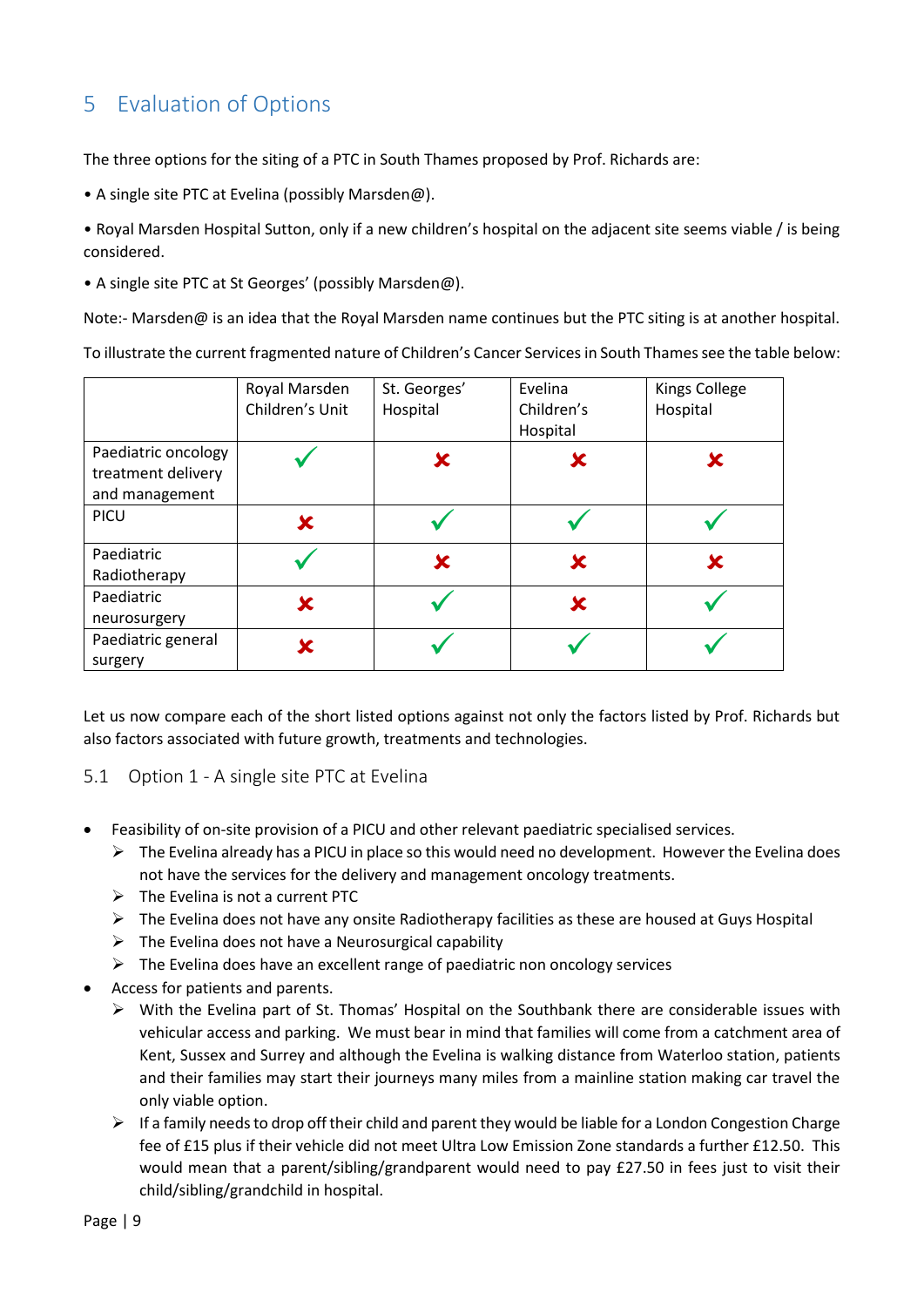# 5 Evaluation of Options

The three options for the siting of a PTC in South Thames proposed by Prof. Richards are:

• A single site PTC at Evelina (possibly Marsden@).

• Royal Marsden Hospital Sutton, only if a new children's hospital on the adjacent site seems viable / is being considered.

• A single site PTC at St Georges' (possibly Marsden@).

Note:- Marsden@ is an idea that the Royal Marsden name continues but the PTC siting is at another hospital.

To illustrate the current fragmented nature of Children's Cancer Services in South Thames see the table below:

| | Royal Marsden Children's Unit | St. Georges' Hospital | Evelina Children's Hospital | Kings College Hospital |
|---|---|---|---|---|
| Paediatric oncology treatment delivery and management | ✓ | ✗ | ✗ | ✗ |
| PICU | ✗ | ✓ | ✓ | ✓ |
| Paediatric Radiotherapy | ✓ | ✗ | ✗ | ✗ |
| Paediatric neurosurgery | ✗ | ✓ | ✗ | ✓ |
| Paediatric general surgery | ✗ | ✓ | ✓ | ✓ |

Let us now compare each of the short listed options against not only the factors listed by Prof. Richards but also factors associated with future growth, treatments and technologies.

## 5.1 Option 1 - A single site PTC at Evelina

- Feasibility of on-site provision of a PICU and other relevant paediatric specialised services.
  - The Evelina already has a PICU in place so this would need no development. However the Evelina does not have the services for the delivery and management oncology treatments.
  - The Evelina is not a current PTC
  - The Evelina does not have any onsite Radiotherapy facilities as these are housed at Guys Hospital
  - The Evelina does not have a Neurosurgical capability
  - The Evelina does have an excellent range of paediatric non oncology services
- Access for patients and parents.
  - With the Evelina part of St. Thomas' Hospital on the Southbank there are considerable issues with vehicular access and parking. We must bear in mind that families will come from a catchment area of Kent, Sussex and Surrey and although the Evelina is walking distance from Waterloo station, patients and their families may start their journeys many miles from a mainline station making car travel the only viable option.
  - If a family needs to drop off their child and parent they would be liable for a London Congestion Charge fee of £15 plus if their vehicle did not meet Ultra Low Emission Zone standards a further £12.50. This would mean that a parent/sibling/grandparent would need to pay £27.50 in fees just to visit their child/sibling/grandchild in hospital.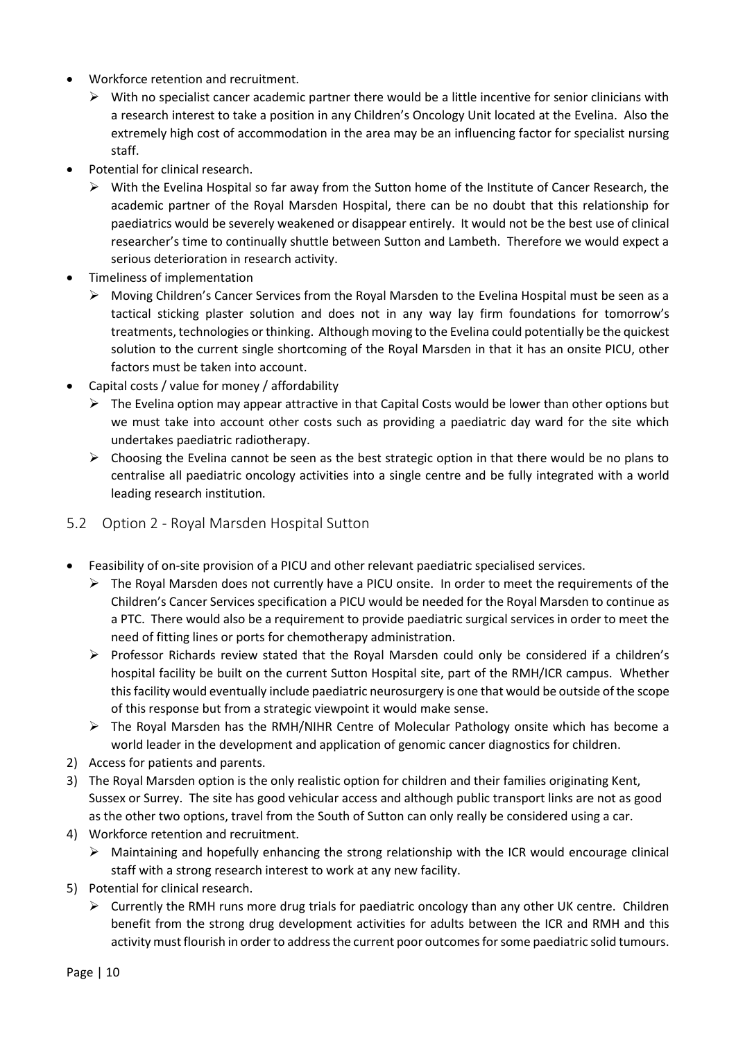- Workforce retention and recruitment.
  - With no specialist cancer academic partner there would be a little incentive for senior clinicians with a research interest to take a position in any Children's Oncology Unit located at the Evelina. Also the extremely high cost of accommodation in the area may be an influencing factor for specialist nursing staff.
- Potential for clinical research.
  - With the Evelina Hospital so far away from the Sutton home of the Institute of Cancer Research, the academic partner of the Royal Marsden Hospital, there can be no doubt that this relationship for paediatrics would be severely weakened or disappear entirely. It would not be the best use of clinical researcher's time to continually shuttle between Sutton and Lambeth. Therefore we would expect a serious deterioration in research activity.
- Timeliness of implementation
  - Moving Children's Cancer Services from the Royal Marsden to the Evelina Hospital must be seen as a tactical sticking plaster solution and does not in any way lay firm foundations for tomorrow's treatments, technologies or thinking. Although moving to the Evelina could potentially be the quickest solution to the current single shortcoming of the Royal Marsden in that it has an onsite PICU, other factors must be taken into account.
- Capital costs / value for money / affordability
  - The Evelina option may appear attractive in that Capital Costs would be lower than other options but we must take into account other costs such as providing a paediatric day ward for the site which undertakes paediatric radiotherapy.
  - Choosing the Evelina cannot be seen as the best strategic option in that there would be no plans to centralise all paediatric oncology activities into a single centre and be fully integrated with a world leading research institution.

## 5.2 Option 2 - Royal Marsden Hospital Sutton

- Feasibility of on-site provision of a PICU and other relevant paediatric specialised services.
  - The Royal Marsden does not currently have a PICU onsite. In order to meet the requirements of the Children's Cancer Services specification a PICU would be needed for the Royal Marsden to continue as a PTC. There would also be a requirement to provide paediatric surgical services in order to meet the need of fitting lines or ports for chemotherapy administration.
  - Professor Richards review stated that the Royal Marsden could only be considered if a children's hospital facility be built on the current Sutton Hospital site, part of the RMH/ICR campus. Whether this facility would eventually include paediatric neurosurgery is one that would be outside of the scope of this response but from a strategic viewpoint it would make sense.
  - The Royal Marsden has the RMH/NIHR Centre of Molecular Pathology onsite which has become a world leader in the development and application of genomic cancer diagnostics for children.

2) Access for patients and parents.
3) The Royal Marsden option is the only realistic option for children and their families originating Kent, Sussex or Surrey. The site has good vehicular access and although public transport links are not as good as the other two options, travel from the South of Sutton can only really be considered using a car.
4) Workforce retention and recruitment.
   - Maintaining and hopefully enhancing the strong relationship with the ICR would encourage clinical staff with a strong research interest to work at any new facility.
5) Potential for clinical research.
   - Currently the RMH runs more drug trials for paediatric oncology than any other UK centre. Children benefit from the strong drug development activities for adults between the ICR and RMH and this activity must flourish in order to address the current poor outcomes for some paediatric solid tumours.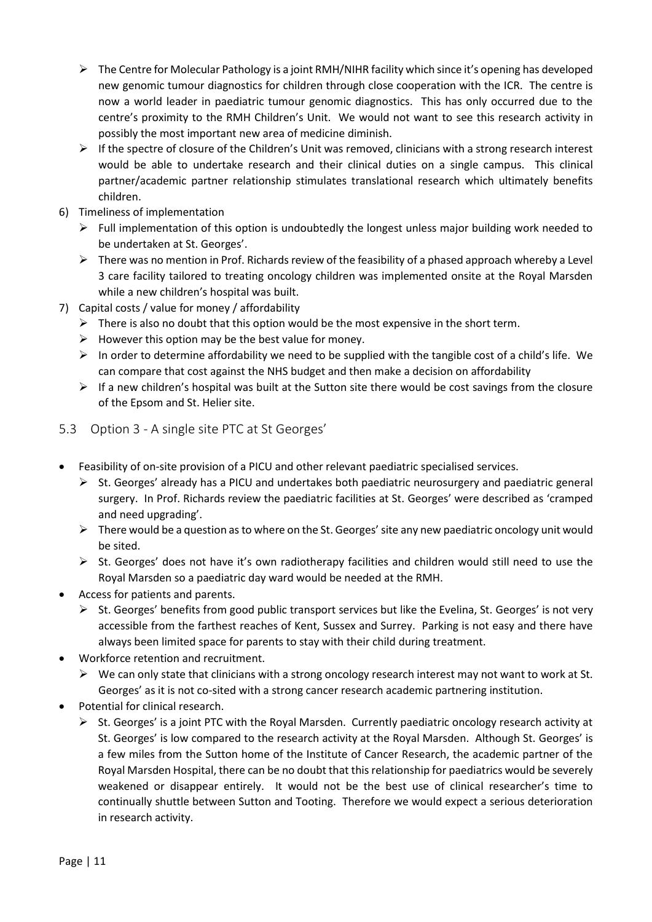- The Centre for Molecular Pathology is a joint RMH/NIHR facility which since it's opening has developed new genomic tumour diagnostics for children through close cooperation with the ICR. The centre is now a world leader in paediatric tumour genomic diagnostics. This has only occurred due to the centre's proximity to the RMH Children's Unit. We would not want to see this research activity in possibly the most important new area of medicine diminish.
- If the spectre of closure of the Children's Unit was removed, clinicians with a strong research interest would be able to undertake research and their clinical duties on a single campus. This clinical partner/academic partner relationship stimulates translational research which ultimately benefits children.

6) Timeliness of implementation
   - Full implementation of this option is undoubtedly the longest unless major building work needed to be undertaken at St. Georges'.
   - There was no mention in Prof. Richards review of the feasibility of a phased approach whereby a Level 3 care facility tailored to treating oncology children was implemented onsite at the Royal Marsden while a new children's hospital was built.
7) Capital costs / value for money / affordability
   - There is also no doubt that this option would be the most expensive in the short term.
   - However this option may be the best value for money.
   - In order to determine affordability we need to be supplied with the tangible cost of a child's life. We can compare that cost against the NHS budget and then make a decision on affordability
   - If a new children's hospital was built at the Sutton site there would be cost savings from the closure of the Epsom and St. Helier site.

## 5.3 Option 3 - A single site PTC at St Georges'

- Feasibility of on-site provision of a PICU and other relevant paediatric specialised services.
  - St. Georges' already has a PICU and undertakes both paediatric neurosurgery and paediatric general surgery. In Prof. Richards review the paediatric facilities at St. Georges' were described as 'cramped and need upgrading'.
  - There would be a question as to where on the St. Georges' site any new paediatric oncology unit would be sited.
  - St. Georges' does not have it's own radiotherapy facilities and children would still need to use the Royal Marsden so a paediatric day ward would be needed at the RMH.
- Access for patients and parents.
  - St. Georges' benefits from good public transport services but like the Evelina, St. Georges' is not very accessible from the farthest reaches of Kent, Sussex and Surrey. Parking is not easy and there have always been limited space for parents to stay with their child during treatment.
- Workforce retention and recruitment.
  - We can only state that clinicians with a strong oncology research interest may not want to work at St. Georges' as it is not co-sited with a strong cancer research academic partnering institution.
- Potential for clinical research.
  - St. Georges' is a joint PTC with the Royal Marsden. Currently paediatric oncology research activity at St. Georges' is low compared to the research activity at the Royal Marsden. Although St. Georges' is a few miles from the Sutton home of the Institute of Cancer Research, the academic partner of the Royal Marsden Hospital, there can be no doubt that this relationship for paediatrics would be severely weakened or disappear entirely. It would not be the best use of clinical researcher's time to continually shuttle between Sutton and Tooting. Therefore we would expect a serious deterioration in research activity.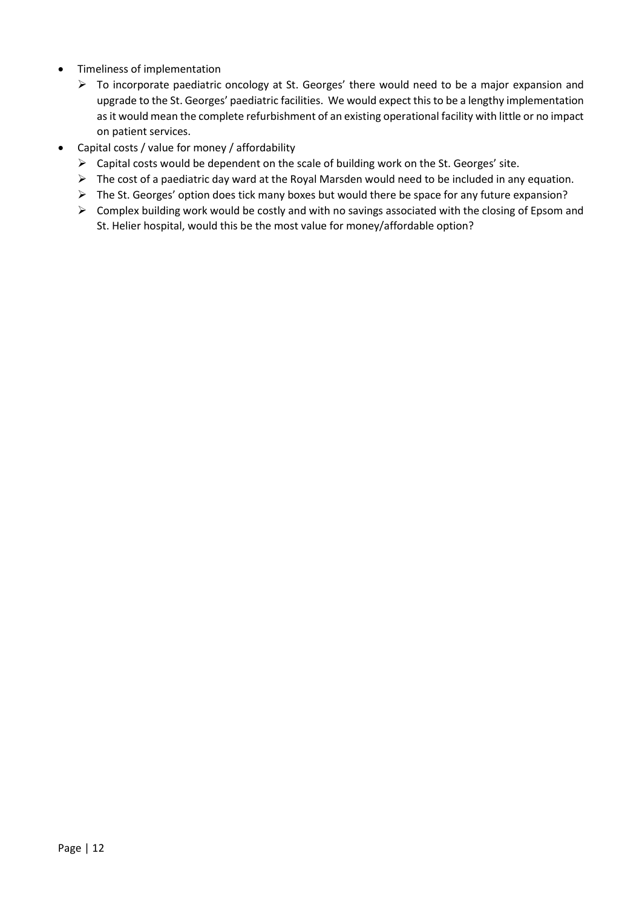- Timeliness of implementation
  - To incorporate paediatric oncology at St. Georges' there would need to be a major expansion and upgrade to the St. Georges' paediatric facilities. We would expect this to be a lengthy implementation as it would mean the complete refurbishment of an existing operational facility with little or no impact on patient services.
- Capital costs / value for money / affordability
  - Capital costs would be dependent on the scale of building work on the St. Georges' site.
  - The cost of a paediatric day ward at the Royal Marsden would need to be included in any equation.
  - The St. Georges' option does tick many boxes but would there be space for any future expansion?
  - Complex building work would be costly and with no savings associated with the closing of Epsom and St. Helier hospital, would this be the most value for money/affordable option?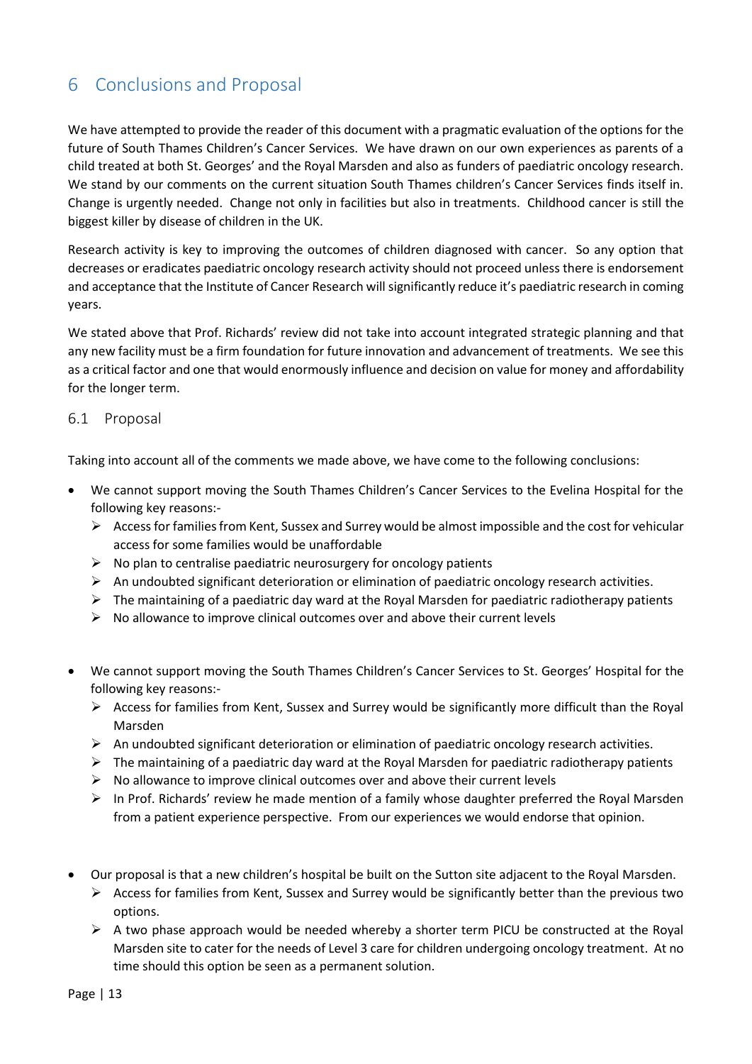# 6 Conclusions and Proposal

We have attempted to provide the reader of this document with a pragmatic evaluation of the options for the future of South Thames Children's Cancer Services. We have drawn on our own experiences as parents of a child treated at both St. Georges' and the Royal Marsden and also as funders of paediatric oncology research. We stand by our comments on the current situation South Thames children's Cancer Services finds itself in. Change is urgently needed. Change not only in facilities but also in treatments. Childhood cancer is still the biggest killer by disease of children in the UK.

Research activity is key to improving the outcomes of children diagnosed with cancer. So any option that decreases or eradicates paediatric oncology research activity should not proceed unless there is endorsement and acceptance that the Institute of Cancer Research will significantly reduce it's paediatric research in coming years.

We stated above that Prof. Richards' review did not take into account integrated strategic planning and that any new facility must be a firm foundation for future innovation and advancement of treatments. We see this as a critical factor and one that would enormously influence and decision on value for money and affordability for the longer term.

## 6.1 Proposal

Taking into account all of the comments we made above, we have come to the following conclusions:

- We cannot support moving the South Thames Children's Cancer Services to the Evelina Hospital for the following key reasons:-
  - Access for families from Kent, Sussex and Surrey would be almost impossible and the cost for vehicular access for some families would be unaffordable
  - No plan to centralise paediatric neurosurgery for oncology patients
  - An undoubted significant deterioration or elimination of paediatric oncology research activities.
  - The maintaining of a paediatric day ward at the Royal Marsden for paediatric radiotherapy patients
  - No allowance to improve clinical outcomes over and above their current levels

- We cannot support moving the South Thames Children's Cancer Services to St. Georges' Hospital for the following key reasons:-
  - Access for families from Kent, Sussex and Surrey would be significantly more difficult than the Royal Marsden
  - An undoubted significant deterioration or elimination of paediatric oncology research activities.
  - The maintaining of a paediatric day ward at the Royal Marsden for paediatric radiotherapy patients
  - No allowance to improve clinical outcomes over and above their current levels
  - In Prof. Richards' review he made mention of a family whose daughter preferred the Royal Marsden from a patient experience perspective. From our experiences we would endorse that opinion.

- Our proposal is that a new children's hospital be built on the Sutton site adjacent to the Royal Marsden.
  - Access for families from Kent, Sussex and Surrey would be significantly better than the previous two options.
  - A two phase approach would be needed whereby a shorter term PICU be constructed at the Royal Marsden site to cater for the needs of Level 3 care for children undergoing oncology treatment. At no time should this option be seen as a permanent solution.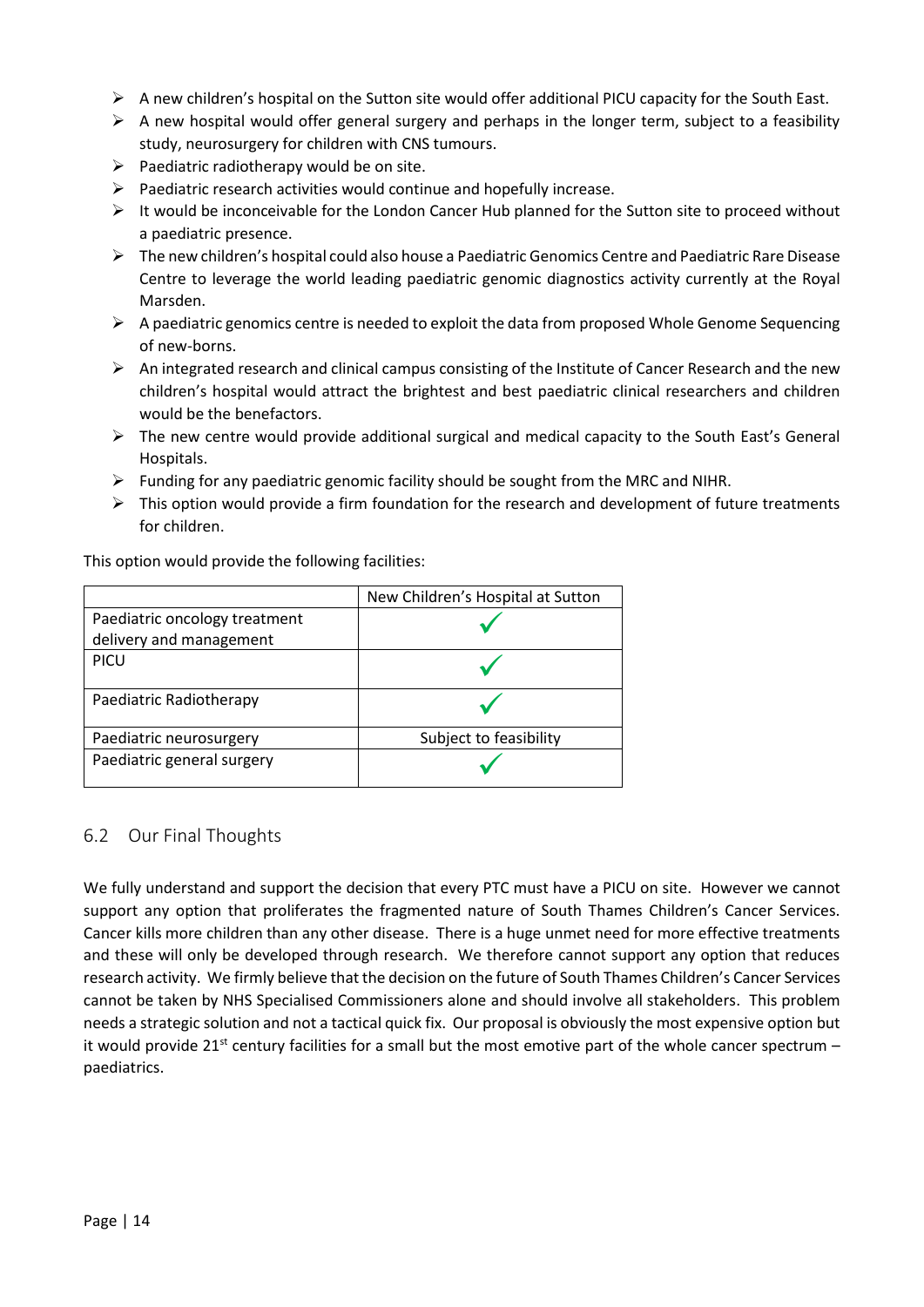- A new children's hospital on the Sutton site would offer additional PICU capacity for the South East.
- A new hospital would offer general surgery and perhaps in the longer term, subject to a feasibility study, neurosurgery for children with CNS tumours.
- Paediatric radiotherapy would be on site.
- Paediatric research activities would continue and hopefully increase.
- It would be inconceivable for the London Cancer Hub planned for the Sutton site to proceed without a paediatric presence.
- The new children's hospital could also house a Paediatric Genomics Centre and Paediatric Rare Disease Centre to leverage the world leading paediatric genomic diagnostics activity currently at the Royal Marsden.
- A paediatric genomics centre is needed to exploit the data from proposed Whole Genome Sequencing of new-borns.
- An integrated research and clinical campus consisting of the Institute of Cancer Research and the new children's hospital would attract the brightest and best paediatric clinical researchers and children would be the benefactors.
- The new centre would provide additional surgical and medical capacity to the South East's General Hospitals.
- Funding for any paediatric genomic facility should be sought from the MRC and NIHR.
- This option would provide a firm foundation for the research and development of future treatments for children.

This option would provide the following facilities:

| | New Children's Hospital at Sutton |
|---|---|
| Paediatric oncology treatment delivery and management | ✓ |
| PICU | ✓ |
| Paediatric Radiotherapy | ✓ |
| Paediatric neurosurgery | Subject to feasibility |
| Paediatric general surgery | ✓ |

## 6.2 Our Final Thoughts

We fully understand and support the decision that every PTC must have a PICU on site. However we cannot support any option that proliferates the fragmented nature of South Thames Children's Cancer Services. Cancer kills more children than any other disease. There is a huge unmet need for more effective treatments and these will only be developed through research. We therefore cannot support any option that reduces research activity. We firmly believe that the decision on the future of South Thames Children's Cancer Services cannot be taken by NHS Specialised Commissioners alone and should involve all stakeholders. This problem needs a strategic solution and not a tactical quick fix. Our proposal is obviously the most expensive option but it would provide 21st century facilities for a small but the most emotive part of the whole cancer spectrum – paediatrics.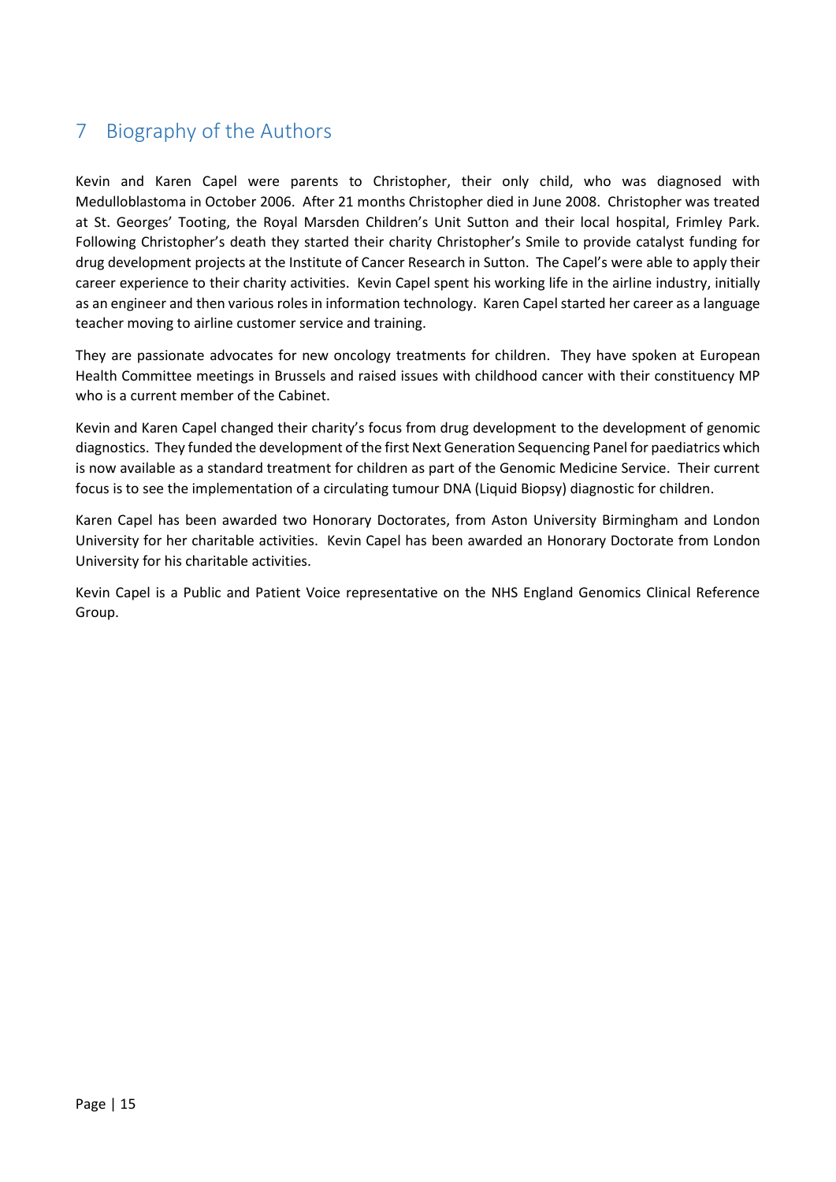# 7 Biography of the Authors

Kevin and Karen Capel were parents to Christopher, their only child, who was diagnosed with Medulloblastoma in October 2006. After 21 months Christopher died in June 2008. Christopher was treated at St. Georges' Tooting, the Royal Marsden Children's Unit Sutton and their local hospital, Frimley Park. Following Christopher's death they started their charity Christopher's Smile to provide catalyst funding for drug development projects at the Institute of Cancer Research in Sutton. The Capel's were able to apply their career experience to their charity activities. Kevin Capel spent his working life in the airline industry, initially as an engineer and then various roles in information technology. Karen Capel started her career as a language teacher moving to airline customer service and training.

They are passionate advocates for new oncology treatments for children. They have spoken at European Health Committee meetings in Brussels and raised issues with childhood cancer with their constituency MP who is a current member of the Cabinet.

Kevin and Karen Capel changed their charity's focus from drug development to the development of genomic diagnostics. They funded the development of the first Next Generation Sequencing Panel for paediatrics which is now available as a standard treatment for children as part of the Genomic Medicine Service. Their current focus is to see the implementation of a circulating tumour DNA (Liquid Biopsy) diagnostic for children.

Karen Capel has been awarded two Honorary Doctorates, from Aston University Birmingham and London University for her charitable activities. Kevin Capel has been awarded an Honorary Doctorate from London University for his charitable activities.

Kevin Capel is a Public and Patient Voice representative on the NHS England Genomics Clinical Reference Group.